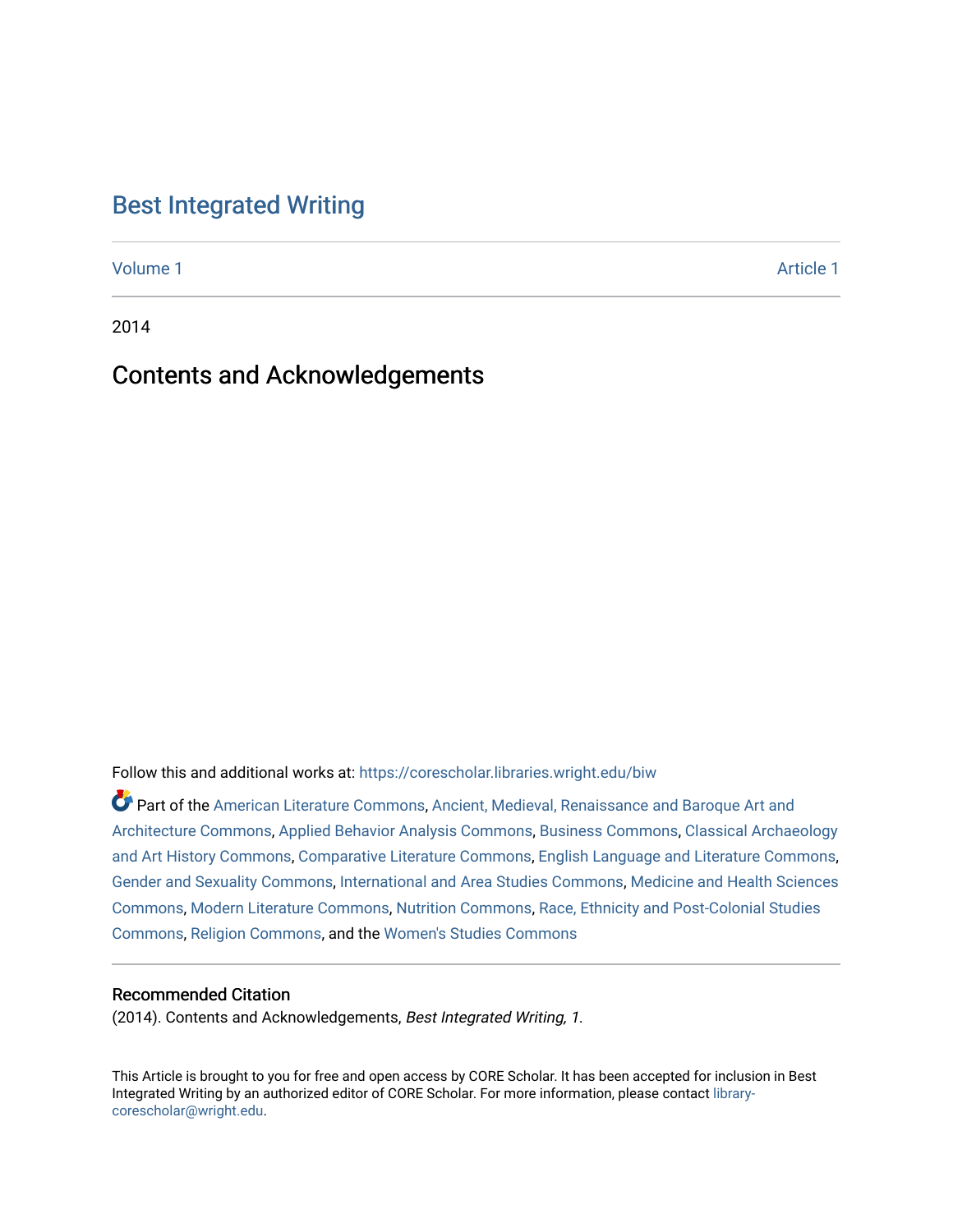# Best Integrated Writing

Volume 1 Article 1

2014

## Contents and Acknowledgements

Follow this and additional works at: https://corescholar.libraries.wright.edu/biw

Part of the American Literature Commons, Ancient, Medieval, Renaissance and Baroque Art and Architecture Commons, Applied Behavior Analysis Commons, Business Commons, Classical Archaeology and Art History Commons, Comparative Literature Commons, English Language and Literature Commons, Gender and Sexuality Commons, International and Area Studies Commons, Medicine and Health Sciences Commons, Modern Literature Commons, Nutrition Commons, Race, Ethnicity and Post-Colonial Studies Commons, Religion Commons, and the Women's Studies Commons

### Recommended Citation

(2014). Contents and Acknowledgements, *Best Integrated Writing, 1*.

This Article is brought to you for free and open access by CORE Scholar. It has been accepted for inclusion in Best Integrated Writing by an authorized editor of CORE Scholar. For more information, please contact library-corescholar@wright.edu.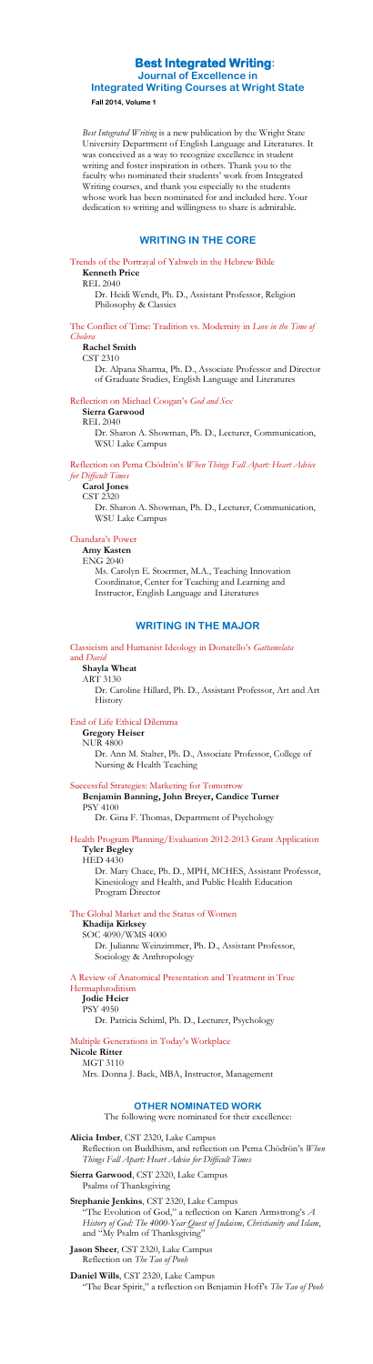# Best Integrated Writing:

## Journal of Excellence in Integrated Writing Courses at Wright State

**Fall 2014, Volume 1**

*Best Integrated Writing* is a new publication by the Wright State University Department of English Language and Literatures. It was conceived as a way to recognize excellence in student writing and foster inspiration in others. Thank you to the faculty who nominated their students' work from Integrated Writing courses, and thank you especially to the students whose work has been nominated for and included here. Your dedication to writing and willingness to share is admirable.

## WRITING IN THE CORE

Trends of the Portrayal of Yahweh in the Hebrew Bible
**Kenneth Price**
REL 2040
Dr. Heidi Wendt, Ph. D., Assistant Professor, Religion Philosophy & Classics

The Conflict of Time: Tradition vs. Modernity in *Love in the Time of Cholera*
**Rachel Smith**
CST 2310
Dr. Alpana Sharma, Ph. D., Associate Professor and Director of Graduate Studies, English Language and Literatures

Reflection on Michael Coogan's *God and Sex*
**Sierra Garwood**
REL 2040
Dr. Sharon A. Showman, Ph. D., Lecturer, Communication, WSU Lake Campus

Reflection on Pema Chödrön's *When Things Fall Apart: Heart Advice for Difficult Times*
**Carol Jones**
CST 2320
Dr. Sharon A. Showman, Ph. D., Lecturer, Communication, WSU Lake Campus

Chandara's Power
**Amy Kasten**
ENG 2040
Ms. Carolyn E. Stoermer, M.A., Teaching Innovation Coordinator, Center for Teaching and Learning and Instructor, English Language and Literatures

## WRITING IN THE MAJOR

Classicism and Humanist Ideology in Donatello's *Gattamelata* and *David*
**Shayla Wheat**
ART 3130
Dr. Caroline Hillard, Ph. D., Assistant Professor, Art and Art History

End of Life Ethical Dilemma
**Gregory Heiser**
NUR 4800
Dr. Ann M. Stalter, Ph. D., Associate Professor, College of Nursing & Health Teaching

Successful Strategies: Marketing for Tomorrow
**Benjamin Banning, John Breyer, Candice Turner**
PSY 4100
Dr. Gina F. Thomas, Department of Psychology

Health Program Planning/Evaluation 2012-2013 Grant Application
**Tyler Begley**
HED 4430
Dr. Mary Chace, Ph. D., MPH, MCHES, Assistant Professor, Kinesiology and Health, and Public Health Education Program Director

The Global Market and the Status of Women
**Khadija Kirksey**
SOC 4090/WMS 4000
Dr. Julianne Weinzimmer, Ph. D., Assistant Professor, Sociology & Anthropology

A Review of Anatomical Presentation and Treatment in True Hermaphroditism
**Jodie Heier**
PSY 4950
Dr. Patricia Schiml, Ph. D., Lecturer, Psychology

Multiple Generations in Today's Workplace
**Nicole Ritter**
MGT 3110
Mrs. Donna J. Back, MBA, Instructor, Management

## OTHER NOMINATED WORK

The following were nominated for their excellence:

**Alicia Imber**, CST 2320, Lake Campus
Reflection on Buddhism, and reflection on Pema Chödrön's *When Things Fall Apart: Heart Advice for Difficult Times*

**Sierra Garwood**, CST 2320, Lake Campus
Psalms of Thanksgiving

**Stephanie Jenkins**, CST 2320, Lake Campus
"The Evolution of God," a reflection on Karen Armstrong's *A History of God: The 4000-Year Quest of Judaism, Christianity and Islam*, and "My Psalm of Thanksgiving"

**Jason Sheer**, CST 2320, Lake Campus
Reflection on *The Tao of Pooh*

**Daniel Wills**, CST 2320, Lake Campus
"The Bear Spirit," a reflection on Benjamin Hoff's *The Tao of Pooh*